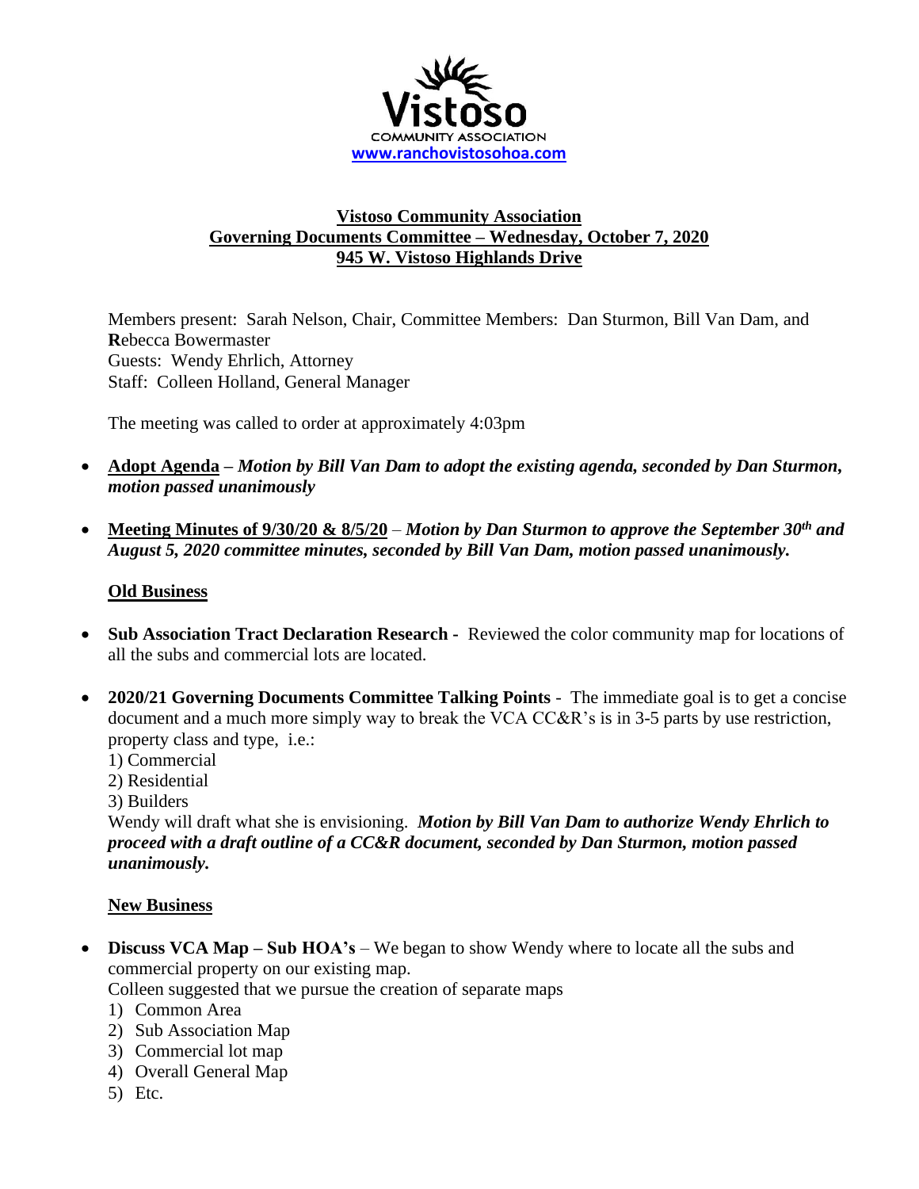Vistoso

COMMUNITY ASSOCIATION

www.ranchovistosohoa.com

**Vistoso Community Association**
**Governing Documents Committee – Wednesday, October 7, 2020**
**945 W. Vistoso Highlands Drive**

Members present: Sarah Nelson, Chair, Committee Members: Dan Sturmon, Bill Van Dam, and **R**ebecca Bowermaster
Guests: Wendy Ehrlich, Attorney
Staff: Colleen Holland, General Manager

The meeting was called to order at approximately 4:03pm

- **Adopt Agenda** – ***Motion by Bill Van Dam to adopt the existing agenda, seconded by Dan Sturmon, motion passed unanimously***

- **Meeting Minutes of 9/30/20 & 8/5/20** – ***Motion by Dan Sturmon to approve the September 30th and August 5, 2020 committee minutes, seconded by Bill Van Dam, motion passed unanimously.***

**Old Business**

- **Sub Association Tract Declaration Research -** Reviewed the color community map for locations of all the subs and commercial lots are located.

- **2020/21 Governing Documents Committee Talking Points** - The immediate goal is to get a concise document and a much more simply way to break the VCA CC&R's is in 3-5 parts by use restriction, property class and type, i.e.:
  1) Commercial
  2) Residential
  3) Builders

  Wendy will draft what she is envisioning. ***Motion by Bill Van Dam to authorize Wendy Ehrlich to proceed with a draft outline of a CC&R document, seconded by Dan Sturmon, motion passed unanimously.***

**New Business**

- **Discuss VCA Map – Sub HOA's** – We began to show Wendy where to locate all the subs and commercial property on our existing map.
  Colleen suggested that we pursue the creation of separate maps
  1) Common Area
  2) Sub Association Map
  3) Commercial lot map
  4) Overall General Map
  5) Etc.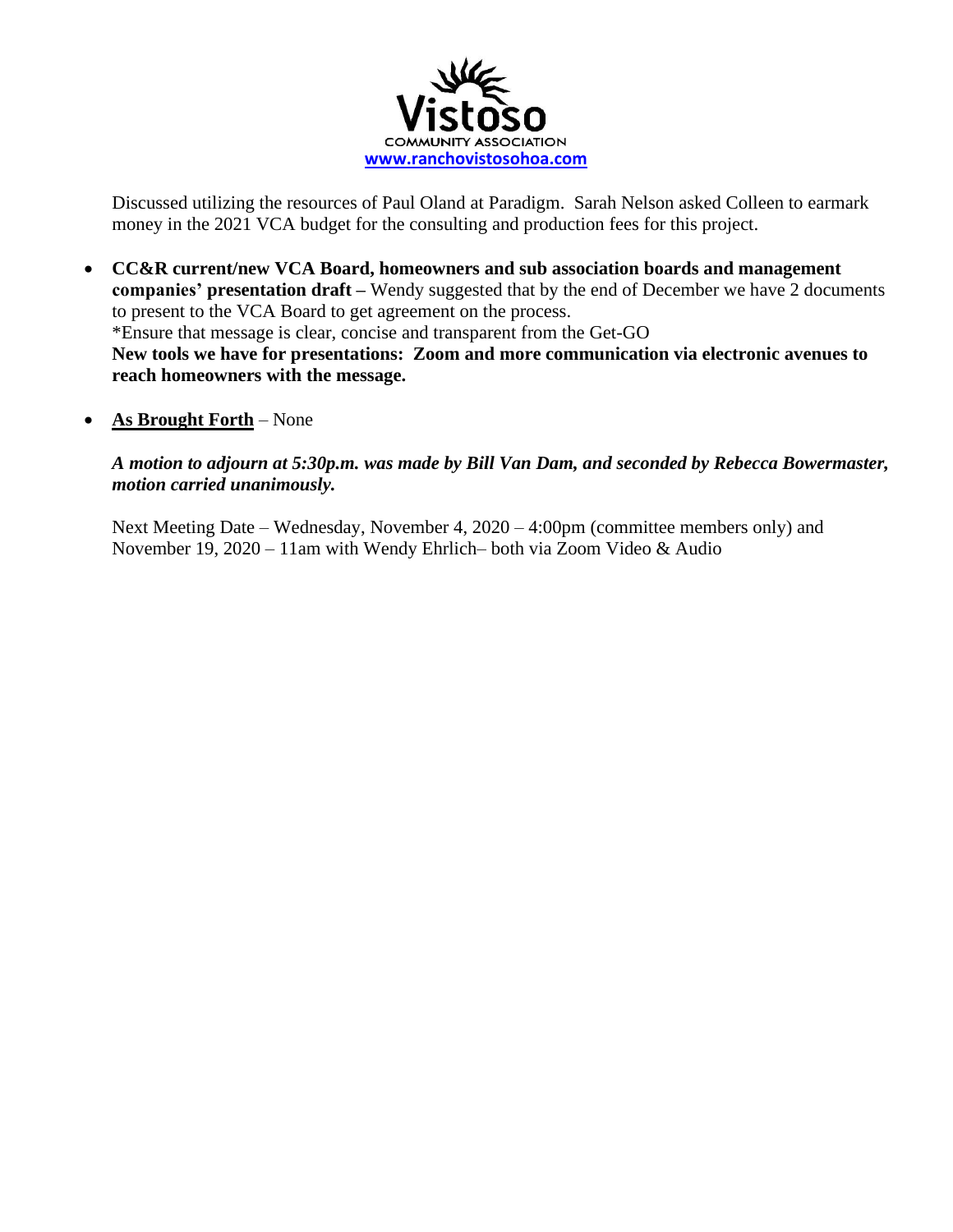Discussed utilizing the resources of Paul Oland at Paradigm. Sarah Nelson asked Colleen to earmark money in the 2021 VCA budget for the consulting and production fees for this project.

- **CC&R current/new VCA Board, homeowners and sub association boards and management companies' presentation draft –** Wendy suggested that by the end of December we have 2 documents to present to the VCA Board to get agreement on the process.
  *Ensure that message is clear, concise and transparent from the Get-GO
  **New tools we have for presentations: Zoom and more communication via electronic avenues to reach homeowners with the message.**

- **As Brought Forth** – None

  ***A motion to adjourn at 5:30p.m. was made by Bill Van Dam, and seconded by Rebecca Bowermaster, motion carried unanimously.***

  Next Meeting Date – Wednesday, November 4, 2020 – 4:00pm (committee members only) and November 19, 2020 – 11am with Wendy Ehrlich– both via Zoom Video & Audio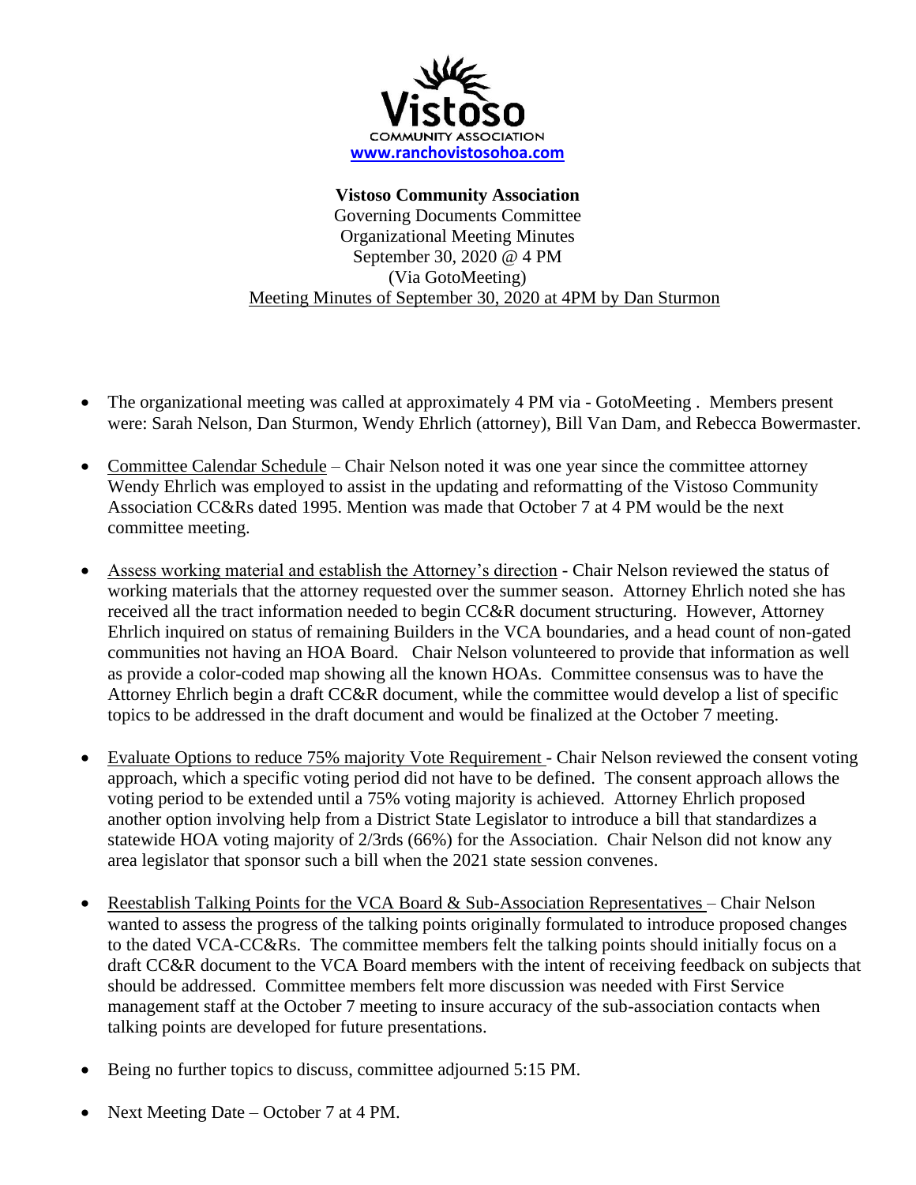Vistoso

COMMUNITY ASSOCIATION

www.ranchovistosohoa.com

**Vistoso Community Association**

Governing Documents Committee

Organizational Meeting Minutes

September 30, 2020 @ 4 PM

(Via GotoMeeting)

Meeting Minutes of September 30, 2020 at 4PM by Dan Sturmon

- The organizational meeting was called at approximately 4 PM via - GotoMeeting . Members present were: Sarah Nelson, Dan Sturmon, Wendy Ehrlich (attorney), Bill Van Dam, and Rebecca Bowermaster.

- Committee Calendar Schedule – Chair Nelson noted it was one year since the committee attorney Wendy Ehrlich was employed to assist in the updating and reformatting of the Vistoso Community Association CC&Rs dated 1995. Mention was made that October 7 at 4 PM would be the next committee meeting.

- Assess working material and establish the Attorney's direction - Chair Nelson reviewed the status of working materials that the attorney requested over the summer season. Attorney Ehrlich noted she has received all the tract information needed to begin CC&R document structuring. However, Attorney Ehrlich inquired on status of remaining Builders in the VCA boundaries, and a head count of non-gated communities not having an HOA Board. Chair Nelson volunteered to provide that information as well as provide a color-coded map showing all the known HOAs. Committee consensus was to have the Attorney Ehrlich begin a draft CC&R document, while the committee would develop a list of specific topics to be addressed in the draft document and would be finalized at the October 7 meeting.

- Evaluate Options to reduce 75% majority Vote Requirement - Chair Nelson reviewed the consent voting approach, which a specific voting period did not have to be defined. The consent approach allows the voting period to be extended until a 75% voting majority is achieved. Attorney Ehrlich proposed another option involving help from a District State Legislator to introduce a bill that standardizes a statewide HOA voting majority of 2/3rds (66%) for the Association. Chair Nelson did not know any area legislator that sponsor such a bill when the 2021 state session convenes.

- Reestablish Talking Points for the VCA Board & Sub-Association Representatives – Chair Nelson wanted to assess the progress of the talking points originally formulated to introduce proposed changes to the dated VCA-CC&Rs. The committee members felt the talking points should initially focus on a draft CC&R document to the VCA Board members with the intent of receiving feedback on subjects that should be addressed. Committee members felt more discussion was needed with First Service management staff at the October 7 meeting to insure accuracy of the sub-association contacts when talking points are developed for future presentations.

- Being no further topics to discuss, committee adjourned 5:15 PM.

- Next Meeting Date – October 7 at 4 PM.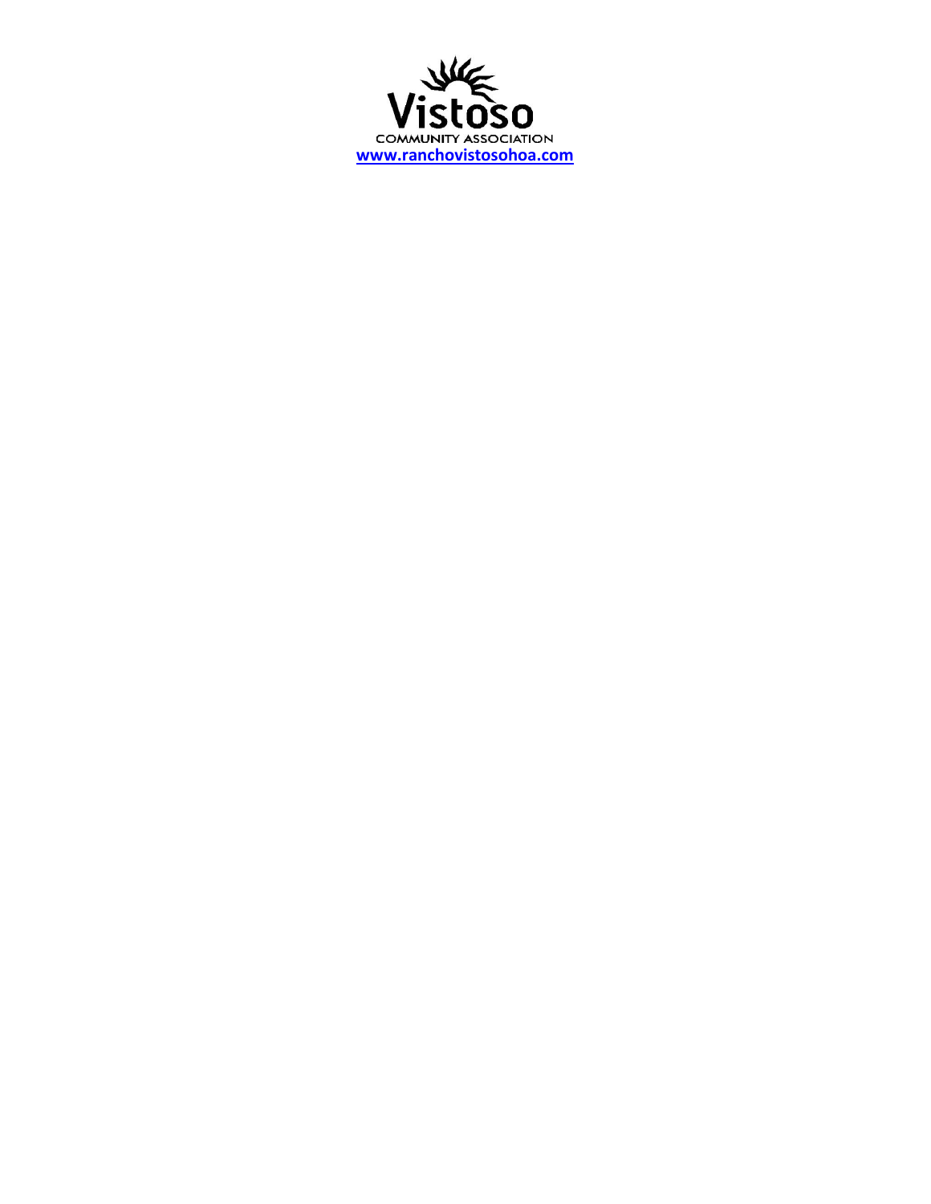Vistoso

COMMUNITY ASSOCIATION

[www.ranchovistosohoa.com](http://www.ranchovistosohoa.com)